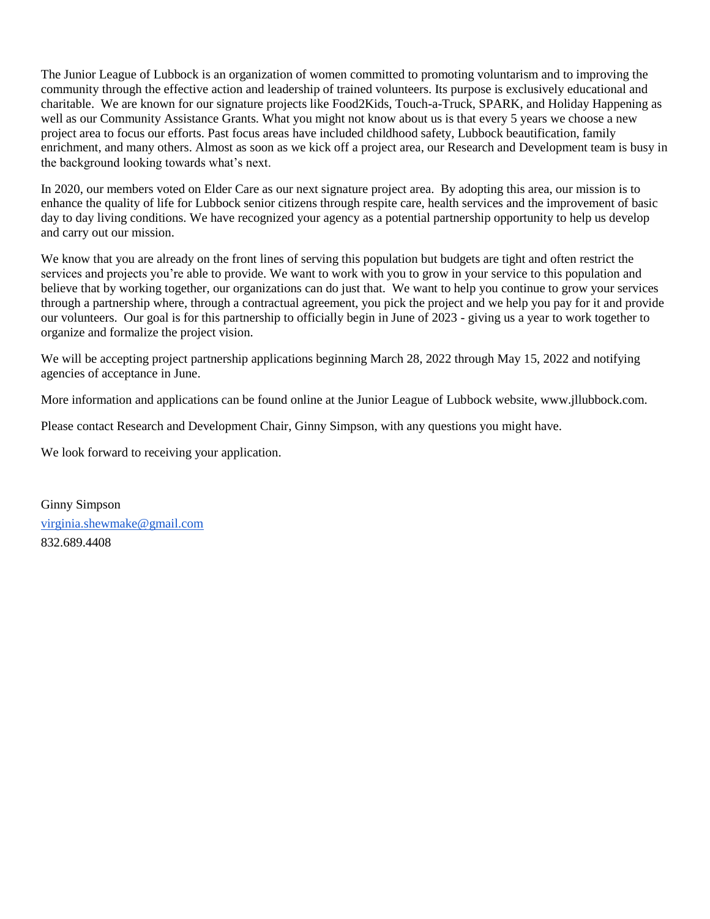The Junior League of Lubbock is an organization of women committed to promoting voluntarism and to improving the community through the effective action and leadership of trained volunteers. Its purpose is exclusively educational and charitable. We are known for our signature projects like Food2Kids, Touch-a-Truck, SPARK, and Holiday Happening as well as our Community Assistance Grants. What you might not know about us is that every 5 years we choose a new project area to focus our efforts. Past focus areas have included childhood safety, Lubbock beautification, family enrichment, and many others. Almost as soon as we kick off a project area, our Research and Development team is busy in the background looking towards what's next.

In 2020, our members voted on Elder Care as our next signature project area. By adopting this area, our mission is to enhance the quality of life for Lubbock senior citizens through respite care, health services and the improvement of basic day to day living conditions. We have recognized your agency as a potential partnership opportunity to help us develop and carry out our mission.

We know that you are already on the front lines of serving this population but budgets are tight and often restrict the services and projects you're able to provide. We want to work with you to grow in your service to this population and believe that by working together, our organizations can do just that. We want to help you continue to grow your services through a partnership where, through a contractual agreement, you pick the project and we help you pay for it and provide our volunteers. Our goal is for this partnership to officially begin in June of 2023 - giving us a year to work together to organize and formalize the project vision.

We will be accepting project partnership applications beginning March 28, 2022 through May 15, 2022 and notifying agencies of acceptance in June.

More information and applications can be found online at the Junior League of Lubbock website, www.jllubbock.com.

Please contact Research and Development Chair, Ginny Simpson, with any questions you might have.

We look forward to receiving your application.

Ginny Simpson
virginia.shewmake@gmail.com
832.689.4408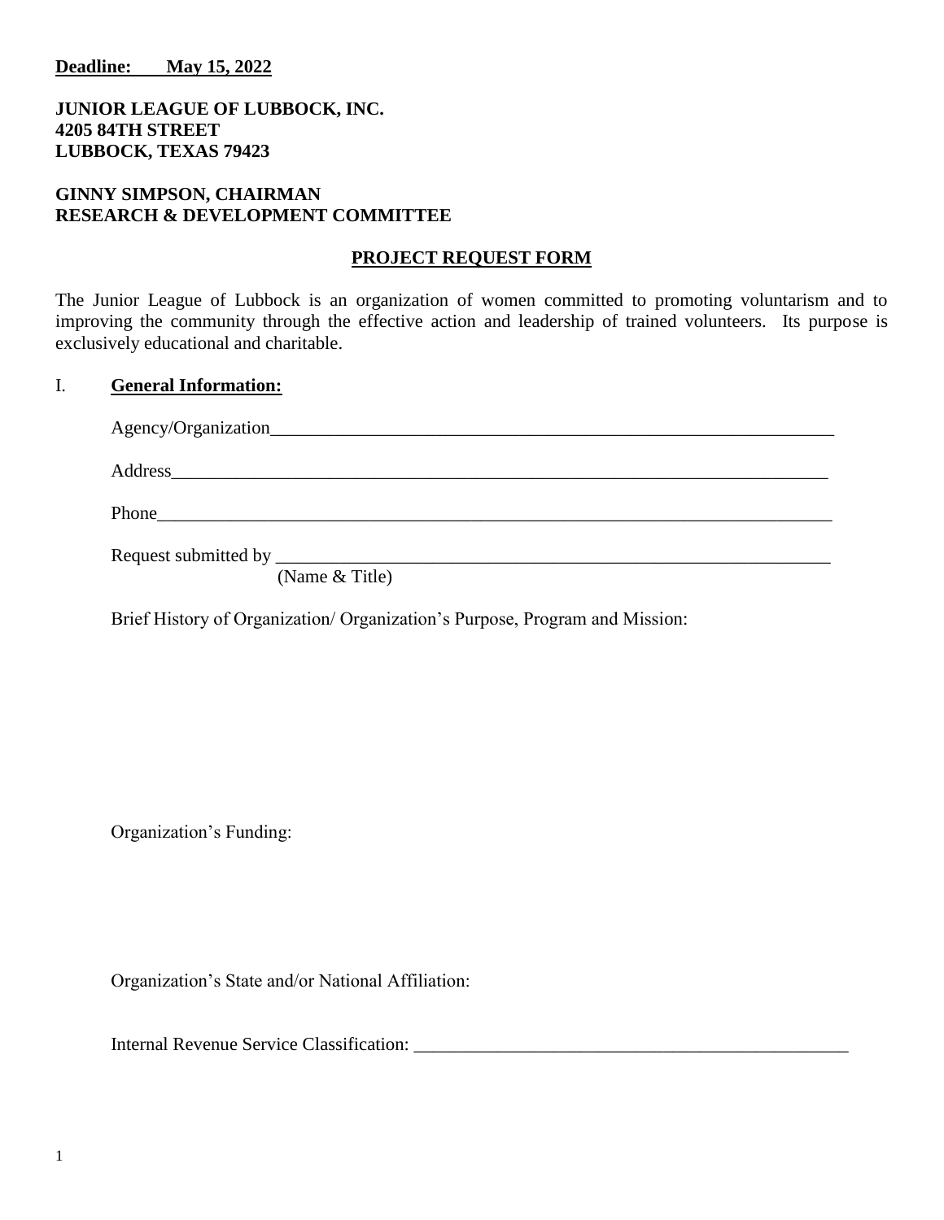**Deadline: May 15, 2022**

**JUNIOR LEAGUE OF LUBBOCK, INC.**
**4205 84TH STREET**
**LUBBOCK, TEXAS 79423**

**GINNY SIMPSON, CHAIRMAN**
**RESEARCH & DEVELOPMENT COMMITTEE**

## PROJECT REQUEST FORM

The Junior League of Lubbock is an organization of women committed to promoting voluntarism and to improving the community through the effective action and leadership of trained volunteers. Its purpose is exclusively educational and charitable.

I. **General Information:**

Agency/Organization_______________________________________________________________

Address__________________________________________________________________________

Phone___________________________________________________________________________

Request submitted by _______________________________________________________________
(Name & Title)

Brief History of Organization/ Organization's Purpose, Program and Mission:

Organization's Funding:

Organization's State and/or National Affiliation:

Internal Revenue Service Classification: ______________________________________________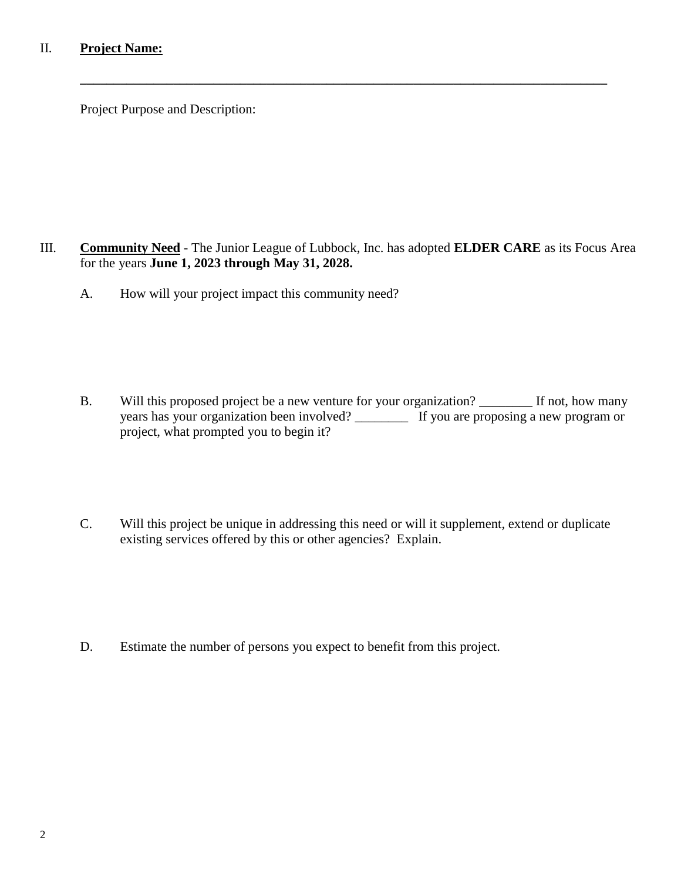II. **Project Name:**

______________________________________________________________________________

Project Purpose and Description:

III. **Community Need** - The Junior League of Lubbock, Inc. has adopted **ELDER CARE** as its Focus Area for the years **June 1, 2023 through May 31, 2028.**

A. How will your project impact this community need?

B. Will this proposed project be a new venture for your organization? ________ If not, how many years has your organization been involved? ________ If you are proposing a new program or project, what prompted you to begin it?

C. Will this project be unique in addressing this need or will it supplement, extend or duplicate existing services offered by this or other agencies? Explain.

D. Estimate the number of persons you expect to benefit from this project.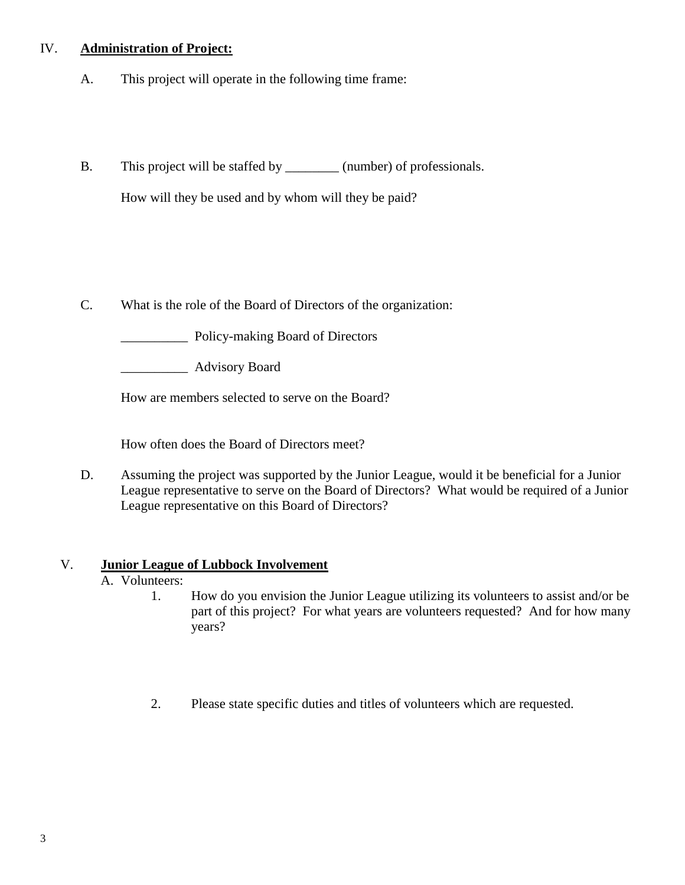## IV. **Administration of Project:**

A. This project will operate in the following time frame:

B. This project will be staffed by ________ (number) of professionals.

How will they be used and by whom will they be paid?

C. What is the role of the Board of Directors of the organization:

__________ Policy-making Board of Directors

__________ Advisory Board

How are members selected to serve on the Board?

How often does the Board of Directors meet?

D. Assuming the project was supported by the Junior League, would it be beneficial for a Junior League representative to serve on the Board of Directors? What would be required of a Junior League representative on this Board of Directors?

## V. **Junior League of Lubbock Involvement**

A. Volunteers:

1. How do you envision the Junior League utilizing its volunteers to assist and/or be part of this project? For what years are volunteers requested? And for how many years?

2. Please state specific duties and titles of volunteers which are requested.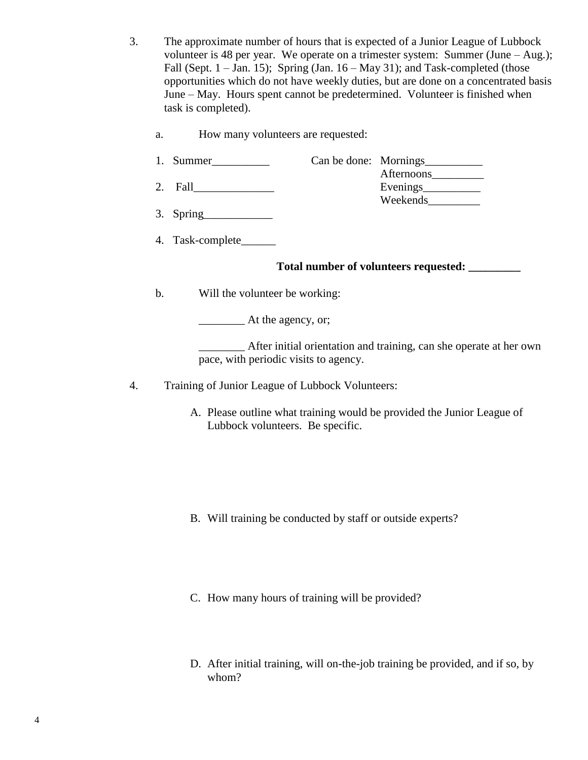3. The approximate number of hours that is expected of a Junior League of Lubbock volunteer is 48 per year. We operate on a trimester system: Summer (June – Aug.); Fall (Sept. 1 – Jan. 15); Spring (Jan. 16 – May 31); and Task-completed (those opportunities which do not have weekly duties, but are done on a concentrated basis June – May. Hours spent cannot be predetermined. Volunteer is finished when task is completed).

   a. How many volunteers are requested:

      1. Summer__________
      2. Fall______________
      3. Spring____________
      4. Task-complete______

      Can be done: Mornings__________
      Afternoons_________
      Evenings__________
      Weekends_________

      **Total number of volunteers requested: _________**

   b. Will the volunteer be working:

      ________ At the agency, or;

      ________ After initial orientation and training, can she operate at her own pace, with periodic visits to agency.

4. Training of Junior League of Lubbock Volunteers:

   A. Please outline what training would be provided the Junior League of Lubbock volunteers. Be specific.

   B. Will training be conducted by staff or outside experts?

   C. How many hours of training will be provided?

   D. After initial training, will on-the-job training be provided, and if so, by whom?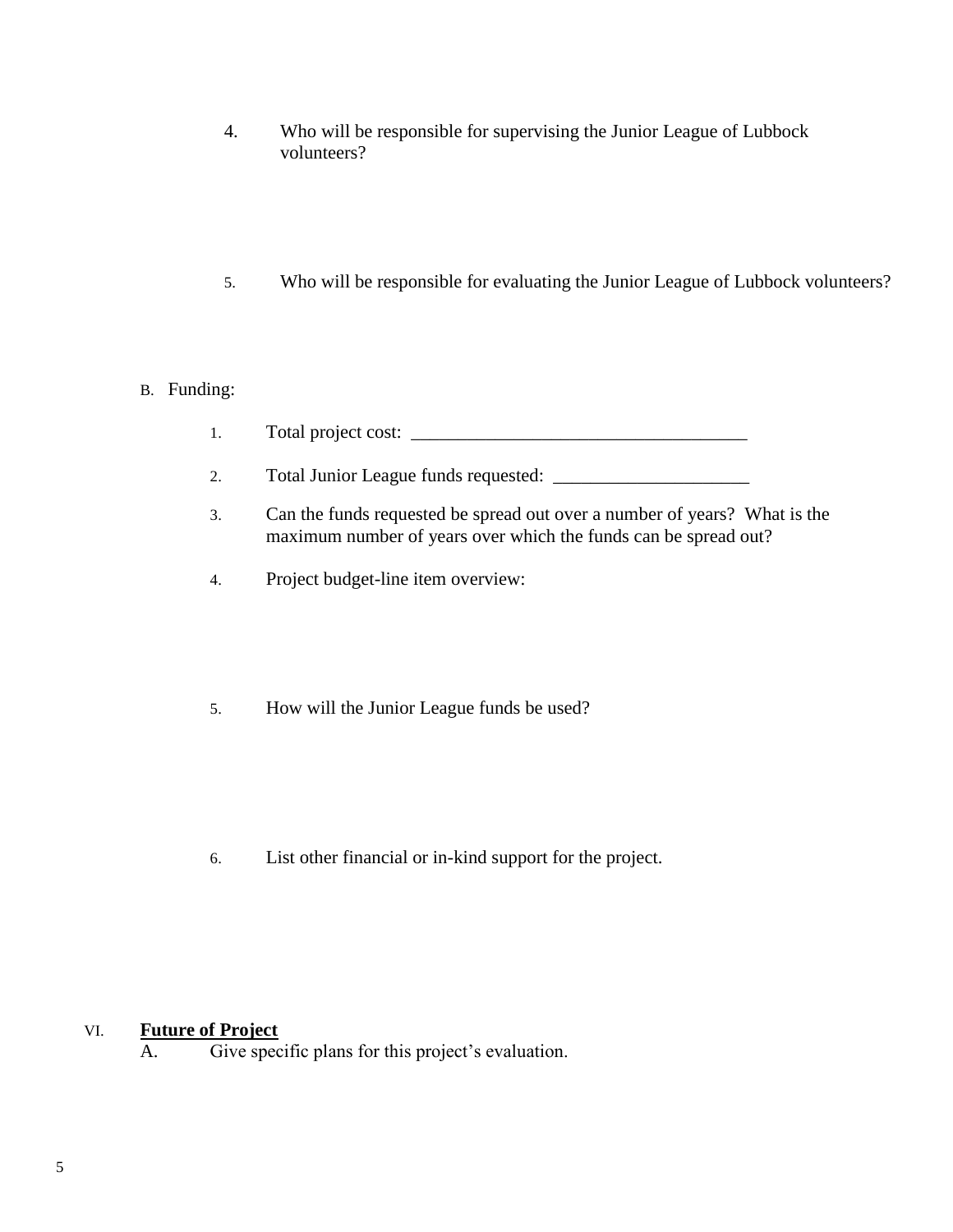4. Who will be responsible for supervising the Junior League of Lubbock volunteers?

5. Who will be responsible for evaluating the Junior League of Lubbock volunteers?

B. Funding:

1. Total project cost: _____________________________________

2. Total Junior League funds requested: _____________________

3. Can the funds requested be spread out over a number of years? What is the maximum number of years over which the funds can be spread out?

4. Project budget-line item overview:

5. How will the Junior League funds be used?

6. List other financial or in-kind support for the project.

VI. **Future of Project**

A. Give specific plans for this project's evaluation.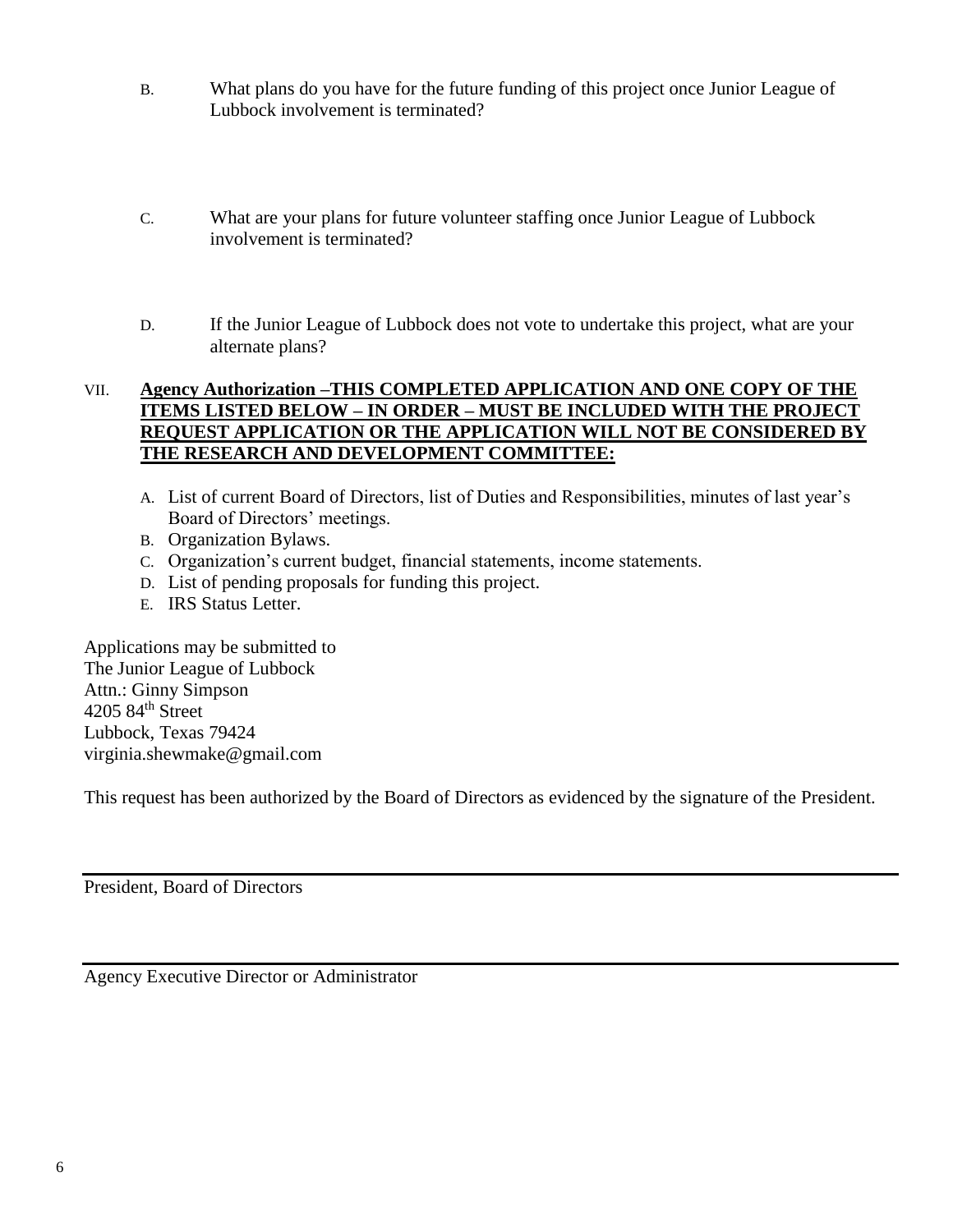B. What plans do you have for the future funding of this project once Junior League of Lubbock involvement is terminated?

C. What are your plans for future volunteer staffing once Junior League of Lubbock involvement is terminated?

D. If the Junior League of Lubbock does not vote to undertake this project, what are your alternate plans?

VII. **Agency Authorization –THIS COMPLETED APPLICATION AND ONE COPY OF THE ITEMS LISTED BELOW – IN ORDER – MUST BE INCLUDED WITH THE PROJECT REQUEST APPLICATION OR THE APPLICATION WILL NOT BE CONSIDERED BY THE RESEARCH AND DEVELOPMENT COMMITTEE:**

A. List of current Board of Directors, list of Duties and Responsibilities, minutes of last year's Board of Directors' meetings.
B. Organization Bylaws.
C. Organization's current budget, financial statements, income statements.
D. List of pending proposals for funding this project.
E. IRS Status Letter.

Applications may be submitted to
The Junior League of Lubbock
Attn.: Ginny Simpson
4205 84th Street
Lubbock, Texas 79424
virginia.shewmake@gmail.com

This request has been authorized by the Board of Directors as evidenced by the signature of the President.

\_\_\_\_\_\_\_\_\_\_\_\_\_\_\_\_\_\_\_\_\_\_\_\_\_\_\_\_\_\_\_\_\_\_\_\_\_\_\_\_
President, Board of Directors

\_\_\_\_\_\_\_\_\_\_\_\_\_\_\_\_\_\_\_\_\_\_\_\_\_\_\_\_\_\_\_\_\_\_\_\_\_\_\_\_
Agency Executive Director or Administrator